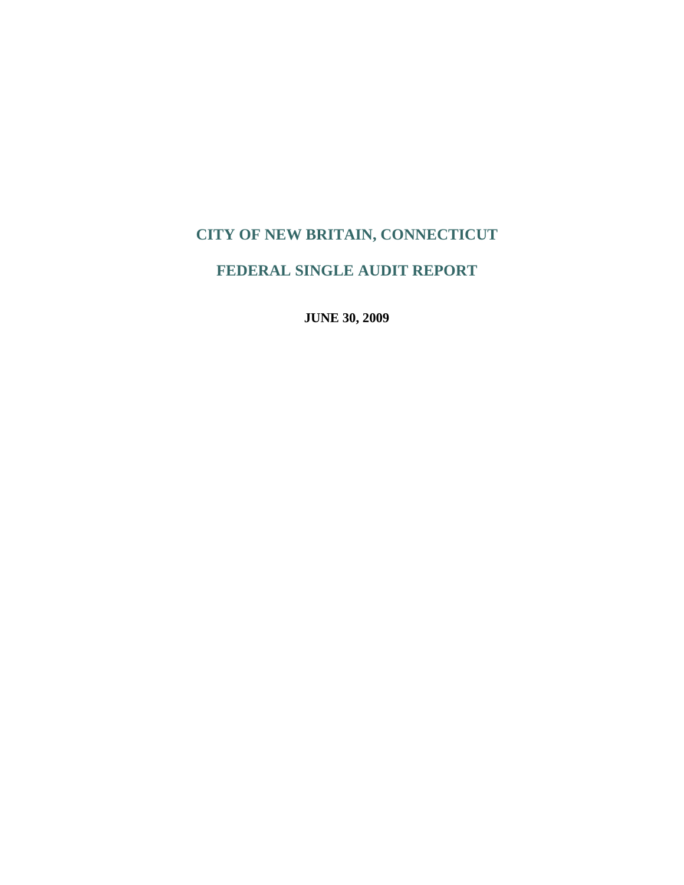# CITY OF NEW BRITAIN, CONNECTICUT

# FEDERAL SINGLE AUDIT REPORT

**JUNE 30, 2009**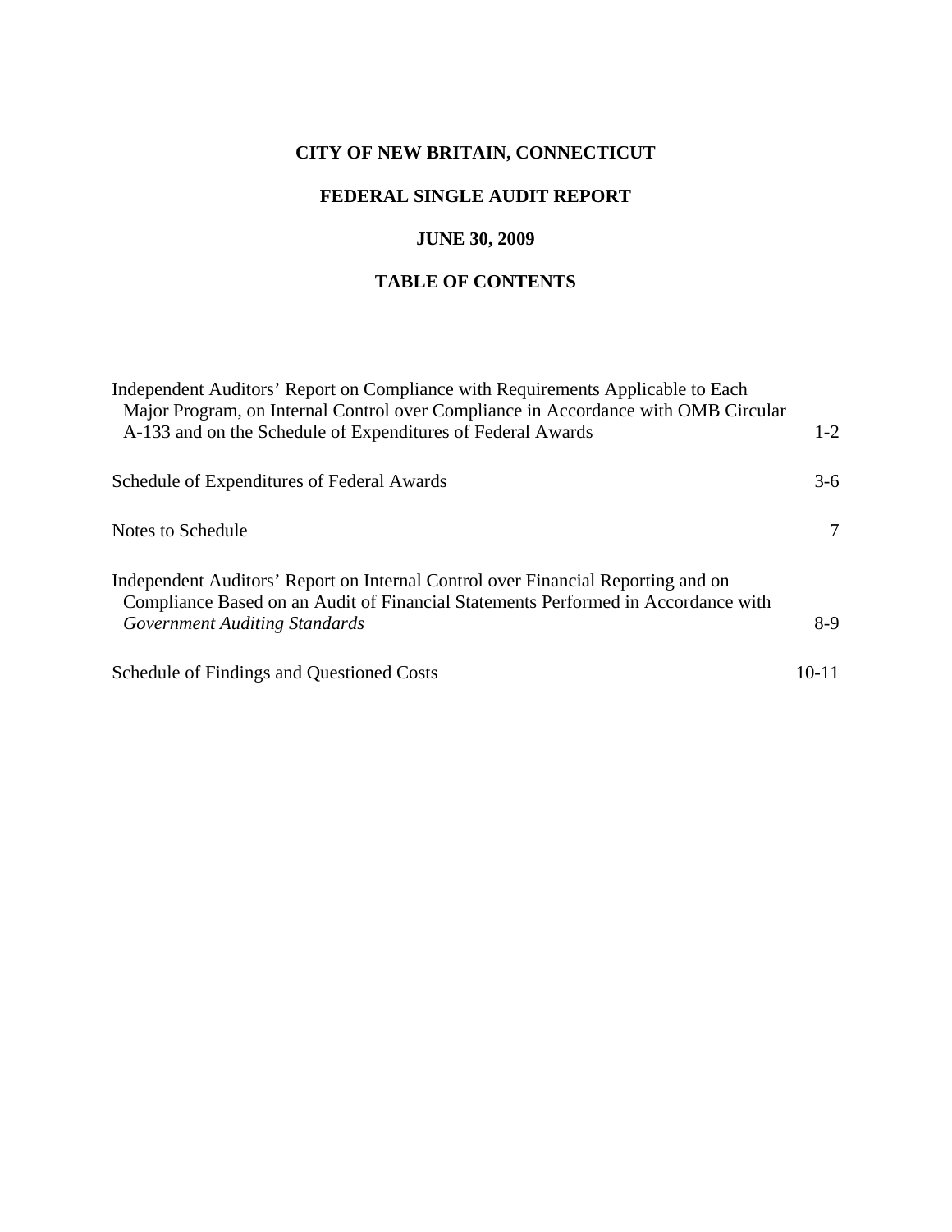# CITY OF NEW BRITAIN, CONNECTICUT

## FEDERAL SINGLE AUDIT REPORT

## JUNE 30, 2009

## TABLE OF CONTENTS

| | |
|---|---|
| Independent Auditors' Report on Compliance with Requirements Applicable to Each Major Program, on Internal Control over Compliance in Accordance with OMB Circular A-133 and on the Schedule of Expenditures of Federal Awards | 1-2 |
| Schedule of Expenditures of Federal Awards | 3-6 |
| Notes to Schedule | 7 |
| Independent Auditors' Report on Internal Control over Financial Reporting and on Compliance Based on an Audit of Financial Statements Performed in Accordance with *Government Auditing Standards* | 8-9 |
| Schedule of Findings and Questioned Costs | 10-11 |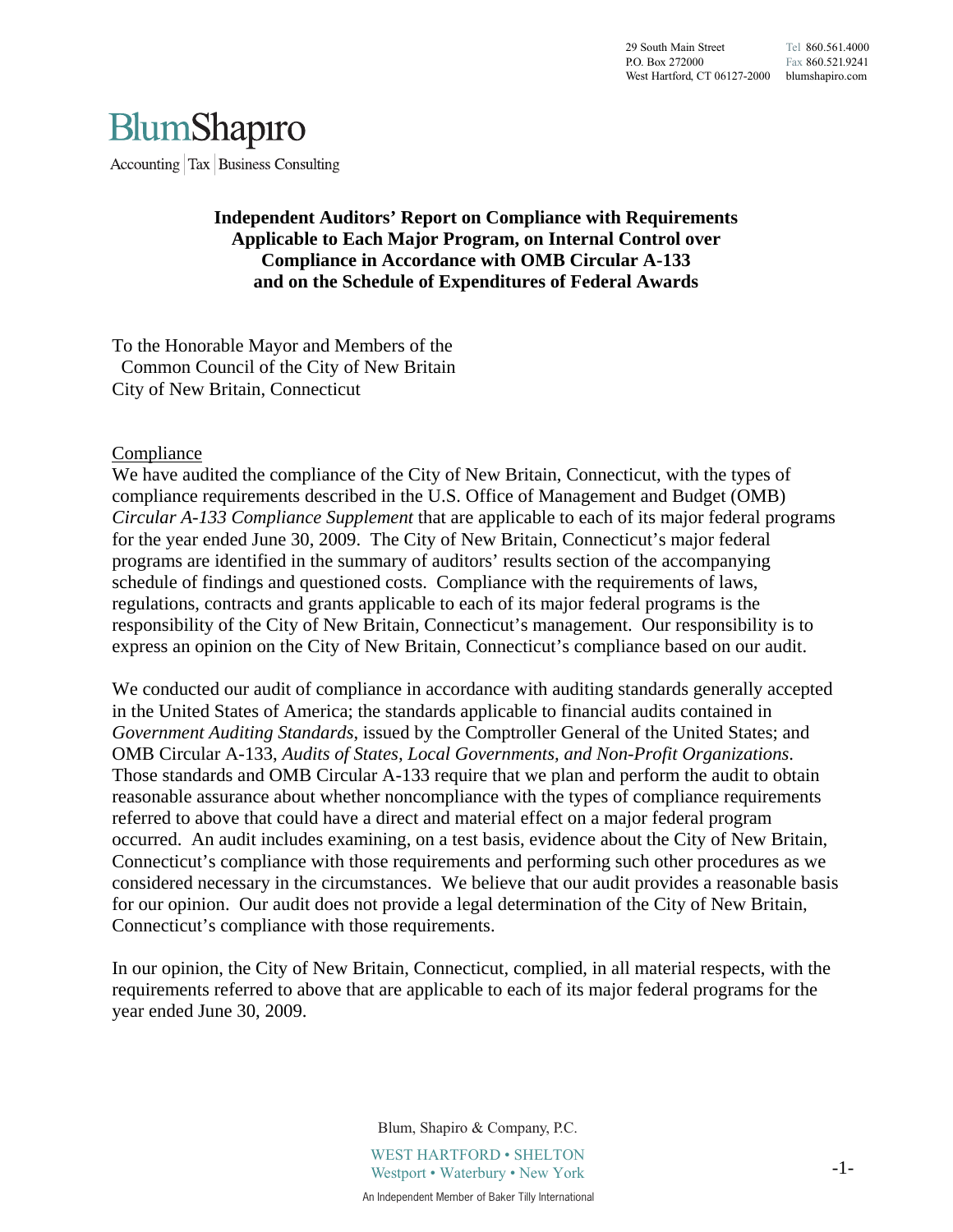# Independent Auditors' Report on Compliance with Requirements Applicable to Each Major Program, on Internal Control over Compliance in Accordance with OMB Circular A-133 and on the Schedule of Expenditures of Federal Awards

To the Honorable Mayor and Members of the
Common Council of the City of New Britain
City of New Britain, Connecticut

Compliance

We have audited the compliance of the City of New Britain, Connecticut, with the types of compliance requirements described in the U.S. Office of Management and Budget (OMB) *Circular A-133 Compliance Supplement* that are applicable to each of its major federal programs for the year ended June 30, 2009. The City of New Britain, Connecticut's major federal programs are identified in the summary of auditors' results section of the accompanying schedule of findings and questioned costs. Compliance with the requirements of laws, regulations, contracts and grants applicable to each of its major federal programs is the responsibility of the City of New Britain, Connecticut's management. Our responsibility is to express an opinion on the City of New Britain, Connecticut's compliance based on our audit.

We conducted our audit of compliance in accordance with auditing standards generally accepted in the United States of America; the standards applicable to financial audits contained in *Government Auditing Standards*, issued by the Comptroller General of the United States; and OMB Circular A-133, *Audits of States, Local Governments, and Non-Profit Organizations*. Those standards and OMB Circular A-133 require that we plan and perform the audit to obtain reasonable assurance about whether noncompliance with the types of compliance requirements referred to above that could have a direct and material effect on a major federal program occurred. An audit includes examining, on a test basis, evidence about the City of New Britain, Connecticut's compliance with those requirements and performing such other procedures as we considered necessary in the circumstances. We believe that our audit provides a reasonable basis for our opinion. Our audit does not provide a legal determination of the City of New Britain, Connecticut's compliance with those requirements.

In our opinion, the City of New Britain, Connecticut, complied, in all material respects, with the requirements referred to above that are applicable to each of its major federal programs for the year ended June 30, 2009.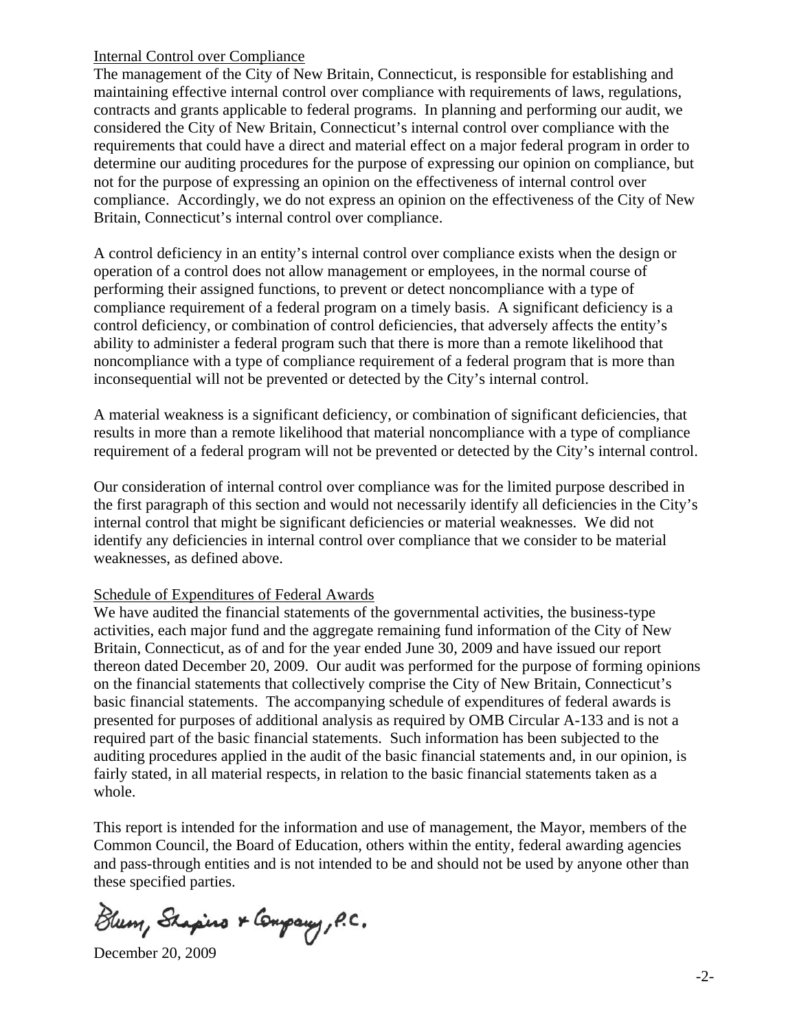Internal Control over Compliance

The management of the City of New Britain, Connecticut, is responsible for establishing and maintaining effective internal control over compliance with requirements of laws, regulations, contracts and grants applicable to federal programs. In planning and performing our audit, we considered the City of New Britain, Connecticut's internal control over compliance with the requirements that could have a direct and material effect on a major federal program in order to determine our auditing procedures for the purpose of expressing our opinion on compliance, but not for the purpose of expressing an opinion on the effectiveness of internal control over compliance. Accordingly, we do not express an opinion on the effectiveness of the City of New Britain, Connecticut's internal control over compliance.

A control deficiency in an entity's internal control over compliance exists when the design or operation of a control does not allow management or employees, in the normal course of performing their assigned functions, to prevent or detect noncompliance with a type of compliance requirement of a federal program on a timely basis. A significant deficiency is a control deficiency, or combination of control deficiencies, that adversely affects the entity's ability to administer a federal program such that there is more than a remote likelihood that noncompliance with a type of compliance requirement of a federal program that is more than inconsequential will not be prevented or detected by the City's internal control.

A material weakness is a significant deficiency, or combination of significant deficiencies, that results in more than a remote likelihood that material noncompliance with a type of compliance requirement of a federal program will not be prevented or detected by the City's internal control.

Our consideration of internal control over compliance was for the limited purpose described in the first paragraph of this section and would not necessarily identify all deficiencies in the City's internal control that might be significant deficiencies or material weaknesses. We did not identify any deficiencies in internal control over compliance that we consider to be material weaknesses, as defined above.

Schedule of Expenditures of Federal Awards

We have audited the financial statements of the governmental activities, the business-type activities, each major fund and the aggregate remaining fund information of the City of New Britain, Connecticut, as of and for the year ended June 30, 2009 and have issued our report thereon dated December 20, 2009. Our audit was performed for the purpose of forming opinions on the financial statements that collectively comprise the City of New Britain, Connecticut's basic financial statements. The accompanying schedule of expenditures of federal awards is presented for purposes of additional analysis as required by OMB Circular A-133 and is not a required part of the basic financial statements. Such information has been subjected to the auditing procedures applied in the audit of the basic financial statements and, in our opinion, is fairly stated, in all material respects, in relation to the basic financial statements taken as a whole.

This report is intended for the information and use of management, the Mayor, members of the Common Council, the Board of Education, others within the entity, federal awarding agencies and pass-through entities and is not intended to be and should not be used by anyone other than these specified parties.

Blum, Shapiro & Company, P.C.

December 20, 2009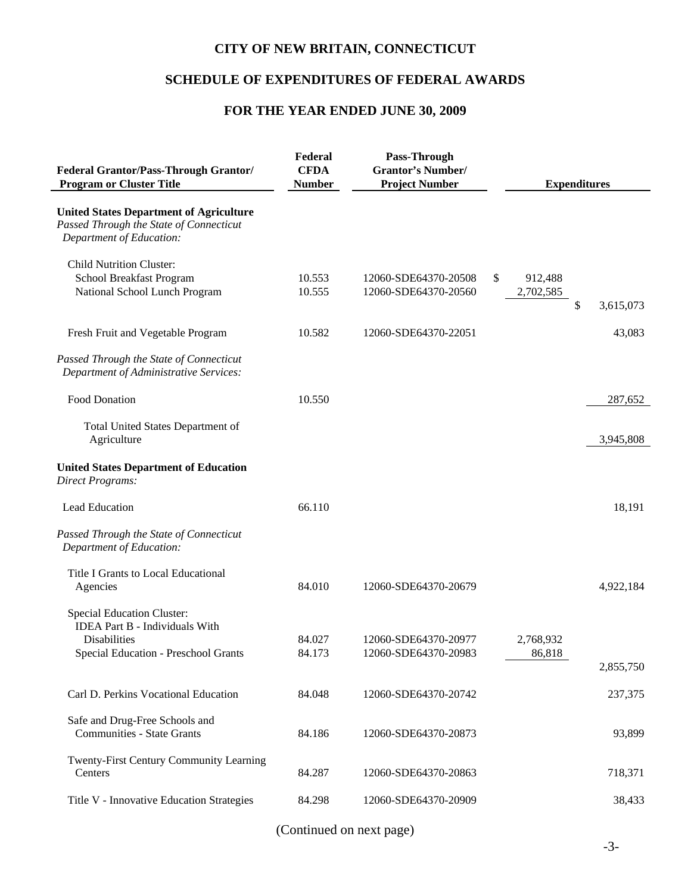# CITY OF NEW BRITAIN, CONNECTICUT

## SCHEDULE OF EXPENDITURES OF FEDERAL AWARDS

## FOR THE YEAR ENDED JUNE 30, 2009

| Federal Grantor/Pass-Through Grantor/ Program or Cluster Title | Federal CFDA Number | Pass-Through Grantor's Number/ Project Number | Expenditures | |
|---|---|---|---|---|
| **United States Department of Agriculture** | | | | |
| *Passed Through the State of Connecticut Department of Education:* | | | | |
| Child Nutrition Cluster: | | | | |
| School Breakfast Program | 10.553 | 12060-SDE64370-20508 | $ 912,488 | |
| National School Lunch Program | 10.555 | 12060-SDE64370-20560 | 2,702,585 | $ 3,615,073 |
| Fresh Fruit and Vegetable Program | 10.582 | 12060-SDE64370-22051 | | 43,083 |
| *Passed Through the State of Connecticut Department of Administrative Services:* | | | | |
| Food Donation | 10.550 | | | 287,652 |
| Total United States Department of Agriculture | | | | 3,945,808 |
| **United States Department of Education** | | | | |
| *Direct Programs:* | | | | |
| Lead Education | 66.110 | | | 18,191 |
| *Passed Through the State of Connecticut Department of Education:* | | | | |
| Title I Grants to Local Educational Agencies | 84.010 | 12060-SDE64370-20679 | | 4,922,184 |
| Special Education Cluster: | | | | |
| IDEA Part B - Individuals With Disabilities | 84.027 | 12060-SDE64370-20977 | 2,768,932 | |
| Special Education - Preschool Grants | 84.173 | 12060-SDE64370-20983 | 86,818 | 2,855,750 |
| Carl D. Perkins Vocational Education | 84.048 | 12060-SDE64370-20742 | | 237,375 |
| Safe and Drug-Free Schools and Communities - State Grants | 84.186 | 12060-SDE64370-20873 | | 93,899 |
| Twenty-First Century Community Learning Centers | 84.287 | 12060-SDE64370-20863 | | 718,371 |
| Title V - Innovative Education Strategies | 84.298 | 12060-SDE64370-20909 | | 38,433 |

(Continued on next page)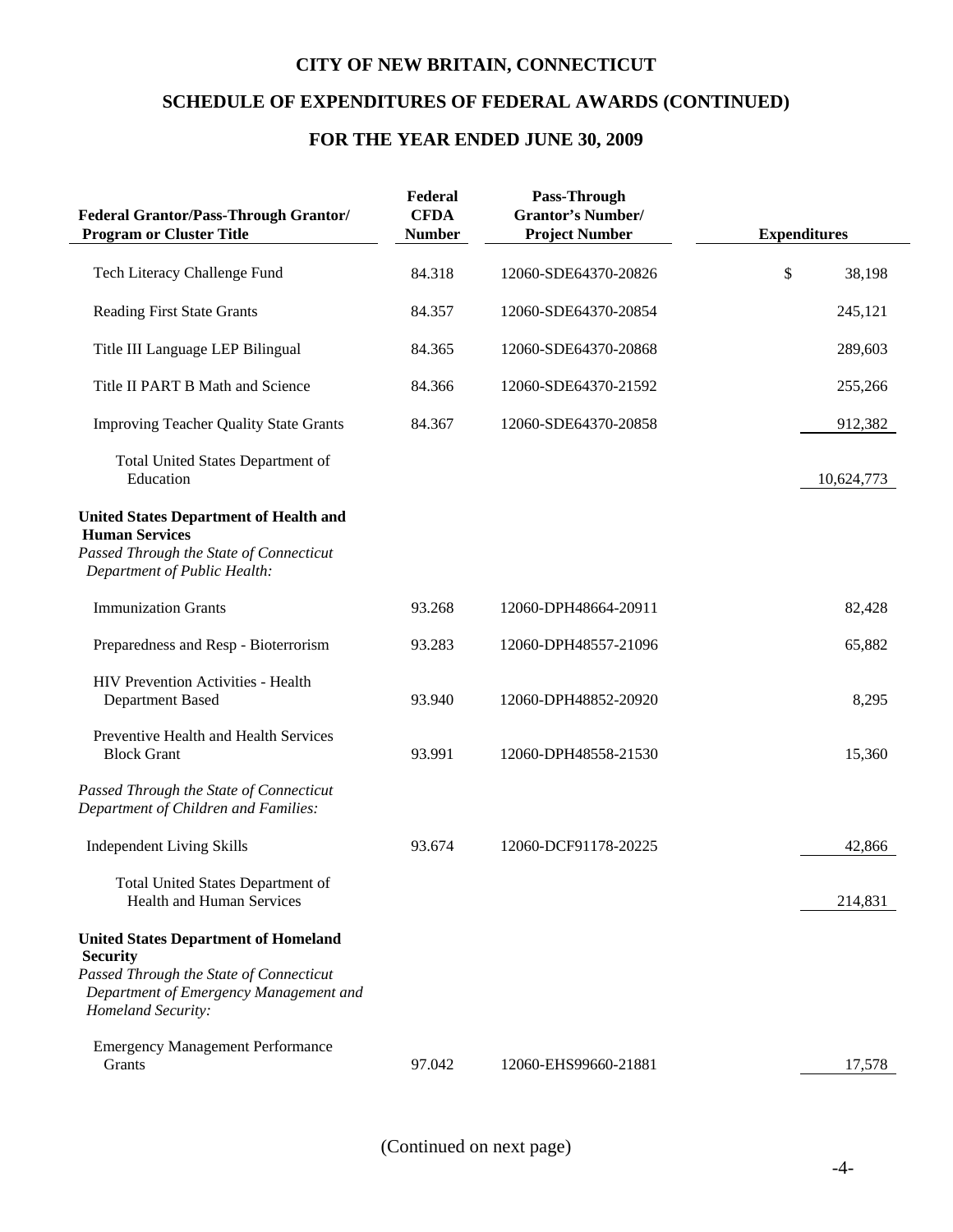# CITY OF NEW BRITAIN, CONNECTICUT

## SCHEDULE OF EXPENDITURES OF FEDERAL AWARDS (CONTINUED)

## FOR THE YEAR ENDED JUNE 30, 2009

| Federal Grantor/Pass-Through Grantor/ Program or Cluster Title | Federal CFDA Number | Pass-Through Grantor's Number/ Project Number | Expenditures |
|---|---|---|---|
| Tech Literacy Challenge Fund | 84.318 | 12060-SDE64370-20826 | $ 38,198 |
| Reading First State Grants | 84.357 | 12060-SDE64370-20854 | 245,121 |
| Title III Language LEP Bilingual | 84.365 | 12060-SDE64370-20868 | 289,603 |
| Title II PART B Math and Science | 84.366 | 12060-SDE64370-21592 | 255,266 |
| Improving Teacher Quality State Grants | 84.367 | 12060-SDE64370-20858 | 912,382 |
| Total United States Department of Education | | | 10,624,773 |
| **United States Department of Health and Human Services** | | | |
| *Passed Through the State of Connecticut Department of Public Health:* | | | |
| Immunization Grants | 93.268 | 12060-DPH48664-20911 | 82,428 |
| Preparedness and Resp - Bioterrorism | 93.283 | 12060-DPH48557-21096 | 65,882 |
| HIV Prevention Activities - Health Department Based | 93.940 | 12060-DPH48852-20920 | 8,295 |
| Preventive Health and Health Services Block Grant | 93.991 | 12060-DPH48558-21530 | 15,360 |
| *Passed Through the State of Connecticut Department of Children and Families:* | | | |
| Independent Living Skills | 93.674 | 12060-DCF91178-20225 | 42,866 |
| Total United States Department of Health and Human Services | | | 214,831 |
| **United States Department of Homeland Security** | | | |
| *Passed Through the State of Connecticut Department of Emergency Management and Homeland Security:* | | | |
| Emergency Management Performance Grants | 97.042 | 12060-EHS99660-21881 | 17,578 |

(Continued on next page)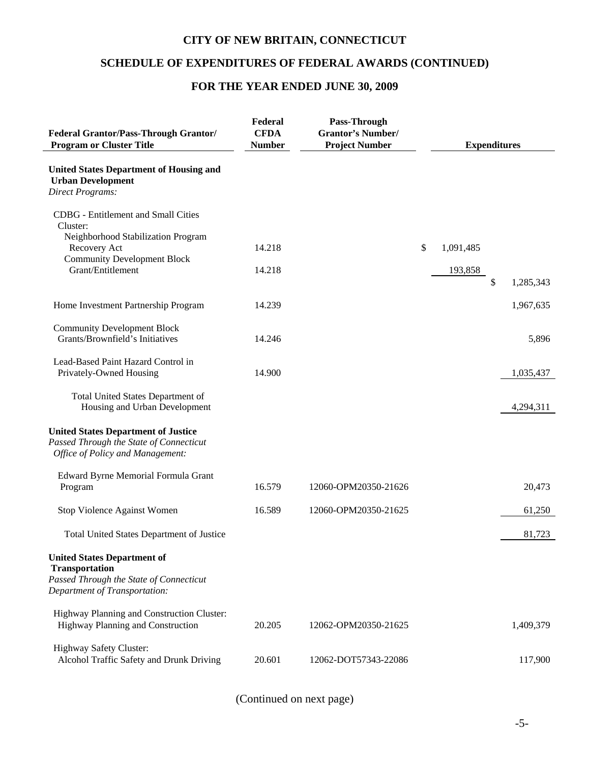# CITY OF NEW BRITAIN, CONNECTICUT

## SCHEDULE OF EXPENDITURES OF FEDERAL AWARDS (CONTINUED)

## FOR THE YEAR ENDED JUNE 30, 2009

| Federal Grantor/Pass-Through Grantor/ Program or Cluster Title | Federal CFDA Number | Pass-Through Grantor's Number/ Project Number | Expenditures | |
|---|---|---|---|---|
| **United States Department of Housing and Urban Development** | | | | |
| *Direct Programs:* | | | | |
| CDBG - Entitlement and Small Cities Cluster: | | | | |
| Neighborhood Stabilization Program Recovery Act | 14.218 | | $ 1,091,485 | |
| Community Development Block Grant/Entitlement | 14.218 | | 193,858 | $ 1,285,343 |
| Home Investment Partnership Program | 14.239 | | | 1,967,635 |
| Community Development Block Grants/Brownfield's Initiatives | 14.246 | | | 5,896 |
| Lead-Based Paint Hazard Control in Privately-Owned Housing | 14.900 | | | 1,035,437 |
| Total United States Department of Housing and Urban Development | | | | 4,294,311 |
| **United States Department of Justice** | | | | |
| *Passed Through the State of Connecticut Office of Policy and Management:* | | | | |
| Edward Byrne Memorial Formula Grant Program | 16.579 | 12060-OPM20350-21626 | | 20,473 |
| Stop Violence Against Women | 16.589 | 12060-OPM20350-21625 | | 61,250 |
| Total United States Department of Justice | | | | 81,723 |
| **United States Department of Transportation** | | | | |
| *Passed Through the State of Connecticut Department of Transportation:* | | | | |
| Highway Planning and Construction Cluster: | | | | |
| Highway Planning and Construction | 20.205 | 12062-OPM20350-21625 | | 1,409,379 |
| Highway Safety Cluster: | | | | |
| Alcohol Traffic Safety and Drunk Driving | 20.601 | 12062-DOT57343-22086 | | 117,900 |

(Continued on next page)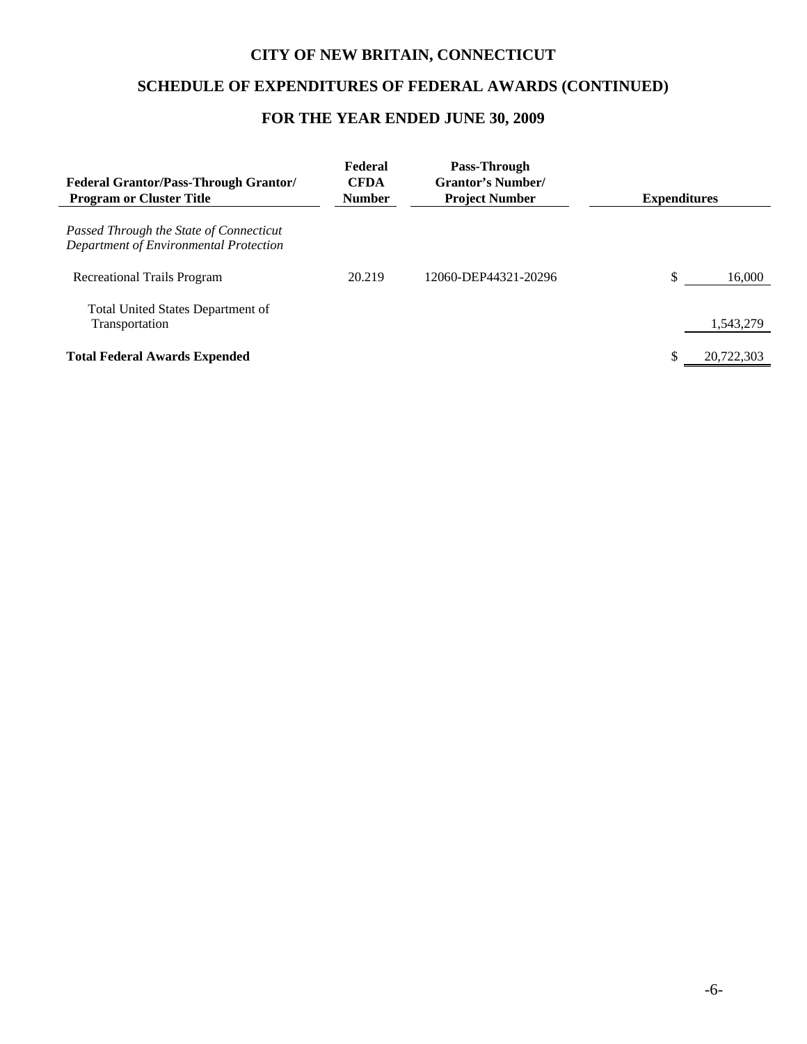# CITY OF NEW BRITAIN, CONNECTICUT

## SCHEDULE OF EXPENDITURES OF FEDERAL AWARDS (CONTINUED)

## FOR THE YEAR ENDED JUNE 30, 2009

| Federal Grantor/Pass-Through Grantor/ Program or Cluster Title | Federal CFDA Number | Pass-Through Grantor's Number/ Project Number | Expenditures |
|---|---|---|---|
| *Passed Through the State of Connecticut Department of Environmental Protection* | | | |
| Recreational Trails Program | 20.219 | 12060-DEP44321-20296 | $ 16,000 |
| Total United States Department of Transportation | | | 1,543,279 |
| **Total Federal Awards Expended** | | | $ 20,722,303 |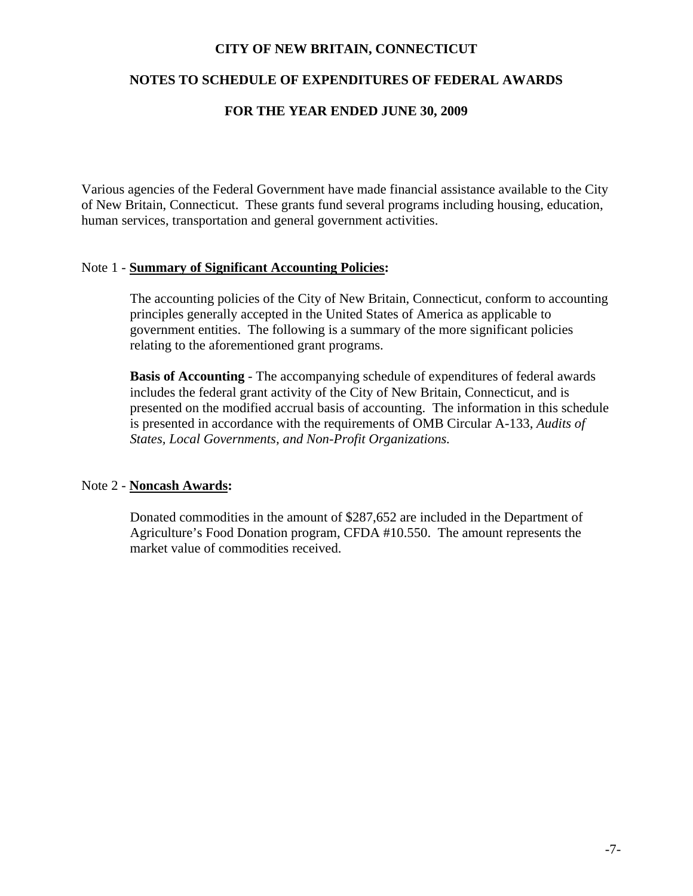# CITY OF NEW BRITAIN, CONNECTICUT

## NOTES TO SCHEDULE OF EXPENDITURES OF FEDERAL AWARDS

## FOR THE YEAR ENDED JUNE 30, 2009

Various agencies of the Federal Government have made financial assistance available to the City of New Britain, Connecticut. These grants fund several programs including housing, education, human services, transportation and general government activities.

Note 1 - **Summary of Significant Accounting Policies:**

The accounting policies of the City of New Britain, Connecticut, conform to accounting principles generally accepted in the United States of America as applicable to government entities. The following is a summary of the more significant policies relating to the aforementioned grant programs.

**Basis of Accounting** - The accompanying schedule of expenditures of federal awards includes the federal grant activity of the City of New Britain, Connecticut, and is presented on the modified accrual basis of accounting. The information in this schedule is presented in accordance with the requirements of OMB Circular A-133, *Audits of States, Local Governments, and Non-Profit Organizations.*

Note 2 - **Noncash Awards:**

Donated commodities in the amount of $287,652 are included in the Department of Agriculture's Food Donation program, CFDA #10.550. The amount represents the market value of commodities received.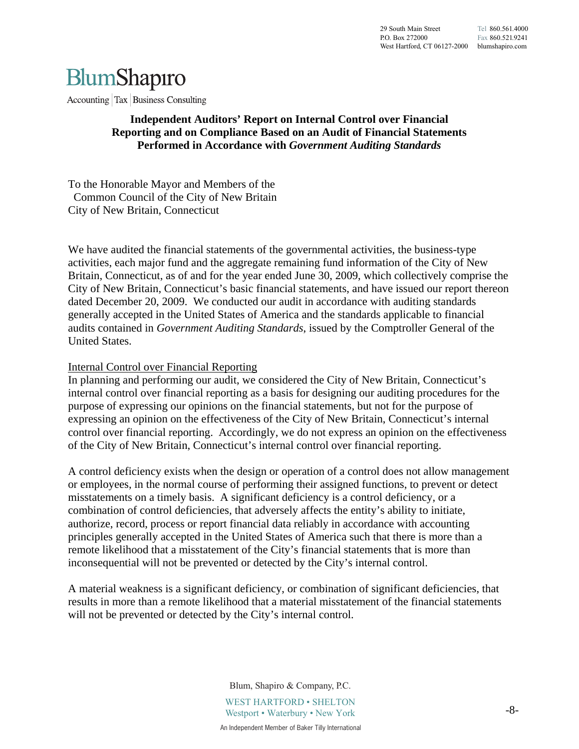# Independent Auditors' Report on Internal Control over Financial Reporting and on Compliance Based on an Audit of Financial Statements Performed in Accordance with *Government Auditing Standards*

To the Honorable Mayor and Members of the
Common Council of the City of New Britain
City of New Britain, Connecticut

We have audited the financial statements of the governmental activities, the business-type activities, each major fund and the aggregate remaining fund information of the City of New Britain, Connecticut, as of and for the year ended June 30, 2009, which collectively comprise the City of New Britain, Connecticut's basic financial statements, and have issued our report thereon dated December 20, 2009. We conducted our audit in accordance with auditing standards generally accepted in the United States of America and the standards applicable to financial audits contained in *Government Auditing Standards*, issued by the Comptroller General of the United States.

Internal Control over Financial Reporting

In planning and performing our audit, we considered the City of New Britain, Connecticut's internal control over financial reporting as a basis for designing our auditing procedures for the purpose of expressing our opinions on the financial statements, but not for the purpose of expressing an opinion on the effectiveness of the City of New Britain, Connecticut's internal control over financial reporting. Accordingly, we do not express an opinion on the effectiveness of the City of New Britain, Connecticut's internal control over financial reporting.

A control deficiency exists when the design or operation of a control does not allow management or employees, in the normal course of performing their assigned functions, to prevent or detect misstatements on a timely basis. A significant deficiency is a control deficiency, or a combination of control deficiencies, that adversely affects the entity's ability to initiate, authorize, record, process or report financial data reliably in accordance with accounting principles generally accepted in the United States of America such that there is more than a remote likelihood that a misstatement of the City's financial statements that is more than inconsequential will not be prevented or detected by the City's internal control.

A material weakness is a significant deficiency, or combination of significant deficiencies, that results in more than a remote likelihood that a material misstatement of the financial statements will not be prevented or detected by the City's internal control.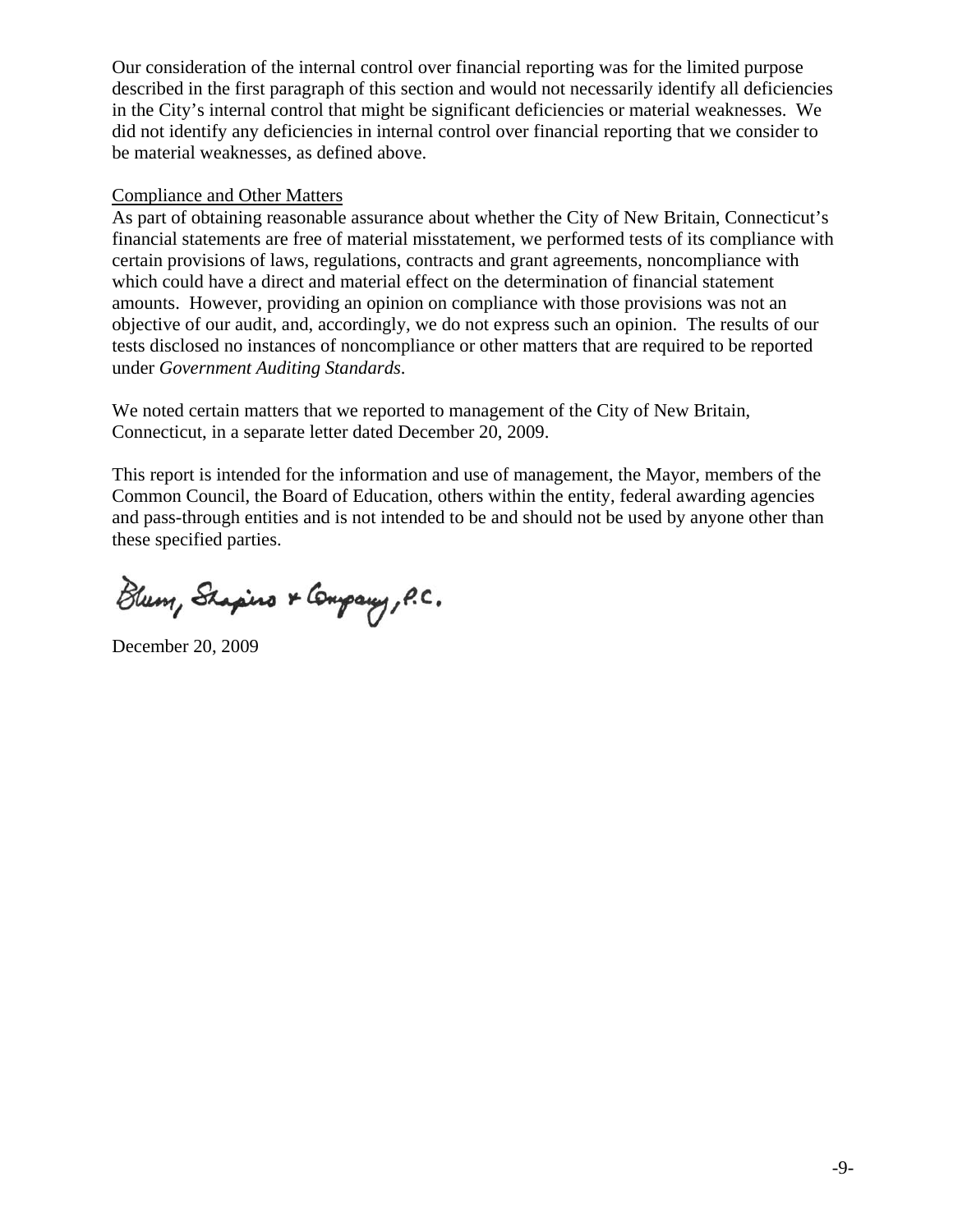Our consideration of the internal control over financial reporting was for the limited purpose described in the first paragraph of this section and would not necessarily identify all deficiencies in the City's internal control that might be significant deficiencies or material weaknesses. We did not identify any deficiencies in internal control over financial reporting that we consider to be material weaknesses, as defined above.

Compliance and Other Matters

As part of obtaining reasonable assurance about whether the City of New Britain, Connecticut's financial statements are free of material misstatement, we performed tests of its compliance with certain provisions of laws, regulations, contracts and grant agreements, noncompliance with which could have a direct and material effect on the determination of financial statement amounts. However, providing an opinion on compliance with those provisions was not an objective of our audit, and, accordingly, we do not express such an opinion. The results of our tests disclosed no instances of noncompliance or other matters that are required to be reported under *Government Auditing Standards*.

We noted certain matters that we reported to management of the City of New Britain, Connecticut, in a separate letter dated December 20, 2009.

This report is intended for the information and use of management, the Mayor, members of the Common Council, the Board of Education, others within the entity, federal awarding agencies and pass-through entities and is not intended to be and should not be used by anyone other than these specified parties.

Blum, Shapiro & Company, P.C.

December 20, 2009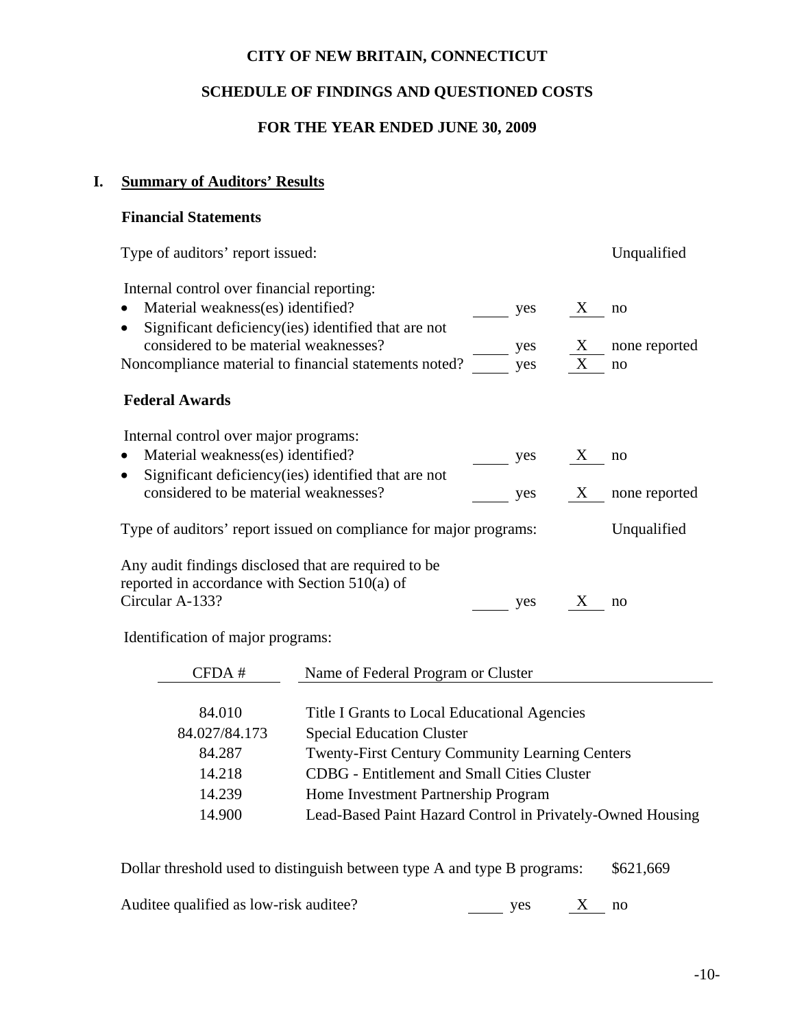# CITY OF NEW BRITAIN, CONNECTICUT

## SCHEDULE OF FINDINGS AND QUESTIONED COSTS

## FOR THE YEAR ENDED JUNE 30, 2009

## I. Summary of Auditors' Results

### Financial Statements

Type of auditors' report issued: Unqualified

Internal control over financial reporting:

| | | | |
|---|---|---|---|
| • Material weakness(es) identified? | ____ yes | X | no |
| • Significant deficiency(ies) identified that are not considered to be material weaknesses? | ____ yes | X | none reported |
| Noncompliance material to financial statements noted? | ____ yes | X | no |

### Federal Awards

Internal control over major programs:

| | | | |
|---|---|---|---|
| • Material weakness(es) identified? | ____ yes | X | no |
| • Significant deficiency(ies) identified that are not considered to be material weaknesses? | ____ yes | X | none reported |

Type of auditors' report issued on compliance for major programs: Unqualified

| | | | |
|---|---|---|---|
| Any audit findings disclosed that are required to be reported in accordance with Section 510(a) of Circular A-133? | ____ yes | X | no |

Identification of major programs:

| CFDA # | Name of Federal Program or Cluster |
|---|---|
| 84.010 | Title I Grants to Local Educational Agencies |
| 84.027/84.173 | Special Education Cluster |
| 84.287 | Twenty-First Century Community Learning Centers |
| 14.218 | CDBG - Entitlement and Small Cities Cluster |
| 14.239 | Home Investment Partnership Program |
| 14.900 | Lead-Based Paint Hazard Control in Privately-Owned Housing |

Dollar threshold used to distinguish between type A and type B programs: $621,669

| | | | |
|---|---|---|---|
| Auditee qualified as low-risk auditee? | ____ yes | X | no |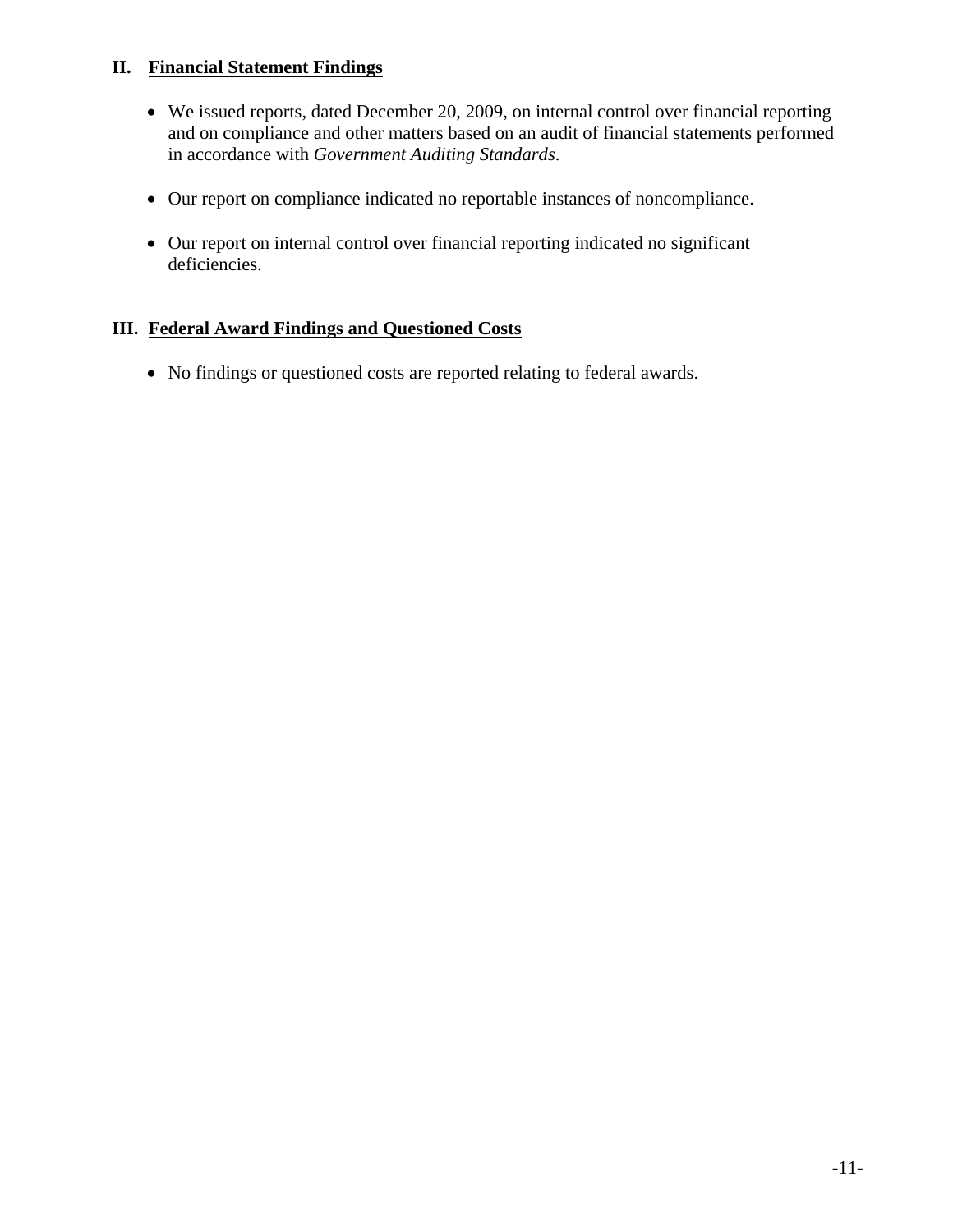## II. Financial Statement Findings

- We issued reports, dated December 20, 2009, on internal control over financial reporting and on compliance and other matters based on an audit of financial statements performed in accordance with *Government Auditing Standards*.
- Our report on compliance indicated no reportable instances of noncompliance.
- Our report on internal control over financial reporting indicated no significant deficiencies.

## III. Federal Award Findings and Questioned Costs

- No findings or questioned costs are reported relating to federal awards.